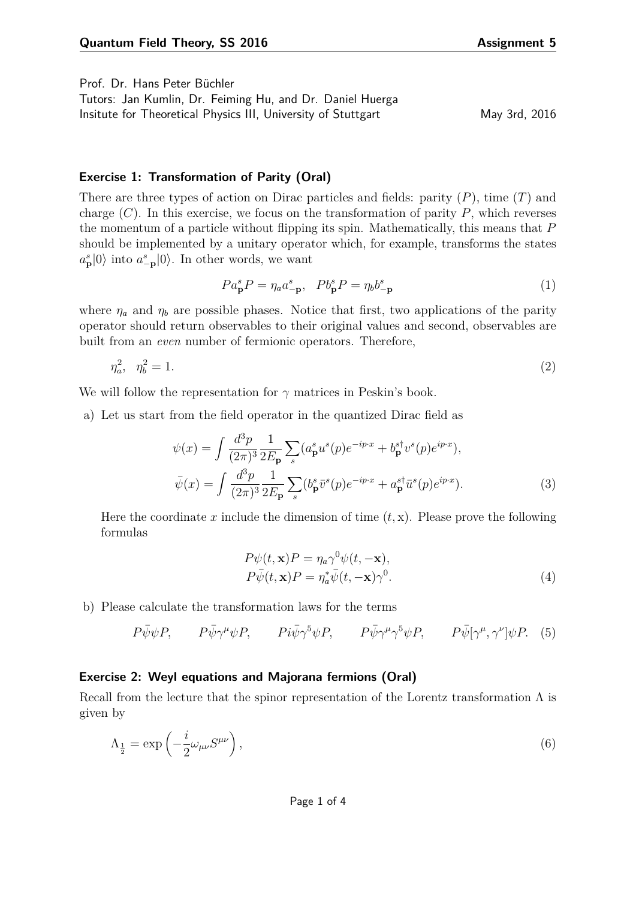Prof. Dr. Hans Peter Büchler
Tutors: Jan Kumlin, Dr. Feiming Hu, and Dr. Daniel Huerga
Insitute for Theoretical Physics III, University of Stuttgart May 3rd, 2016

### Exercise 1: Transformation of Parity (Oral)

There are three types of action on Dirac particles and fields: parity ($P$), time ($T$) and charge ($C$). In this exercise, we focus on the transformation of parity $P$, which reverses the momentum of a particle without flipping its spin. Mathematically, this means that $P$ should be implemented by a unitary operator which, for example, transforms the states $a^s_{\mathbf{p}}|0\rangle$ into $a^s_{-\mathbf{p}}|0\rangle$. In other words, we want

$$Pa^s_{\mathbf{p}}P = \eta_a a^s_{-\mathbf{p}}, \quad Pb^s_{\mathbf{p}}P = \eta_b b^s_{-\mathbf{p}} \tag{1}$$

where $\eta_a$ and $\eta_b$ are possible phases. Notice that first, two applications of the parity operator should return observables to their original values and second, observables are built from an *even* number of fermionic operators. Therefore,

$$\eta_a^2, \quad \eta_b^2 = 1. \tag{2}$$

We will follow the representation for $\gamma$ matrices in Peskin's book.

a) Let us start from the field operator in the quantized Dirac field as

$$\psi(x) = \int \frac{d^3p}{(2\pi)^3}\frac{1}{2E_{\mathbf{p}}}\sum_s (a^s_{\mathbf{p}}u^s(p)e^{-ip\cdot x} + b^{s\dagger}_{\mathbf{p}}v^s(p)e^{ip\cdot x}),$$
$$\bar{\psi}(x) = \int \frac{d^3p}{(2\pi)^3}\frac{1}{2E_{\mathbf{p}}}\sum_s (b^s_{\mathbf{p}}\bar{v}^s(p)e^{-ip\cdot x} + a^{s\dagger}_{\mathbf{p}}\bar{u}^s(p)e^{ip\cdot x}). \tag{3}$$

Here the coordinate $x$ include the dimension of time $(t, \mathrm{x})$. Please prove the following formulas

$$P\psi(t,\mathbf{x})P = \eta_a\gamma^0\psi(t,-\mathbf{x}),$$
$$P\bar{\psi}(t,\mathbf{x})P = \eta_a^*\bar{\psi}(t,-\mathbf{x})\gamma^0. \tag{4}$$

b) Please calculate the transformation laws for the terms

$$P\bar{\psi}\psi P, \qquad P\bar{\psi}\gamma^\mu\psi P, \qquad Pi\bar{\psi}\gamma^5\psi P, \qquad P\bar{\psi}\gamma^\mu\gamma^5\psi P, \qquad P\bar{\psi}[\gamma^\mu,\gamma^\nu]\psi P. \tag{5}$$

### Exercise 2: Weyl equations and Majorana fermions (Oral)

Recall from the lecture that the spinor representation of the Lorentz transformation $\Lambda$ is given by

$$\Lambda_{\frac{1}{2}} = \exp\left(-\frac{i}{2}\omega_{\mu\nu}S^{\mu\nu}\right), \tag{6}$$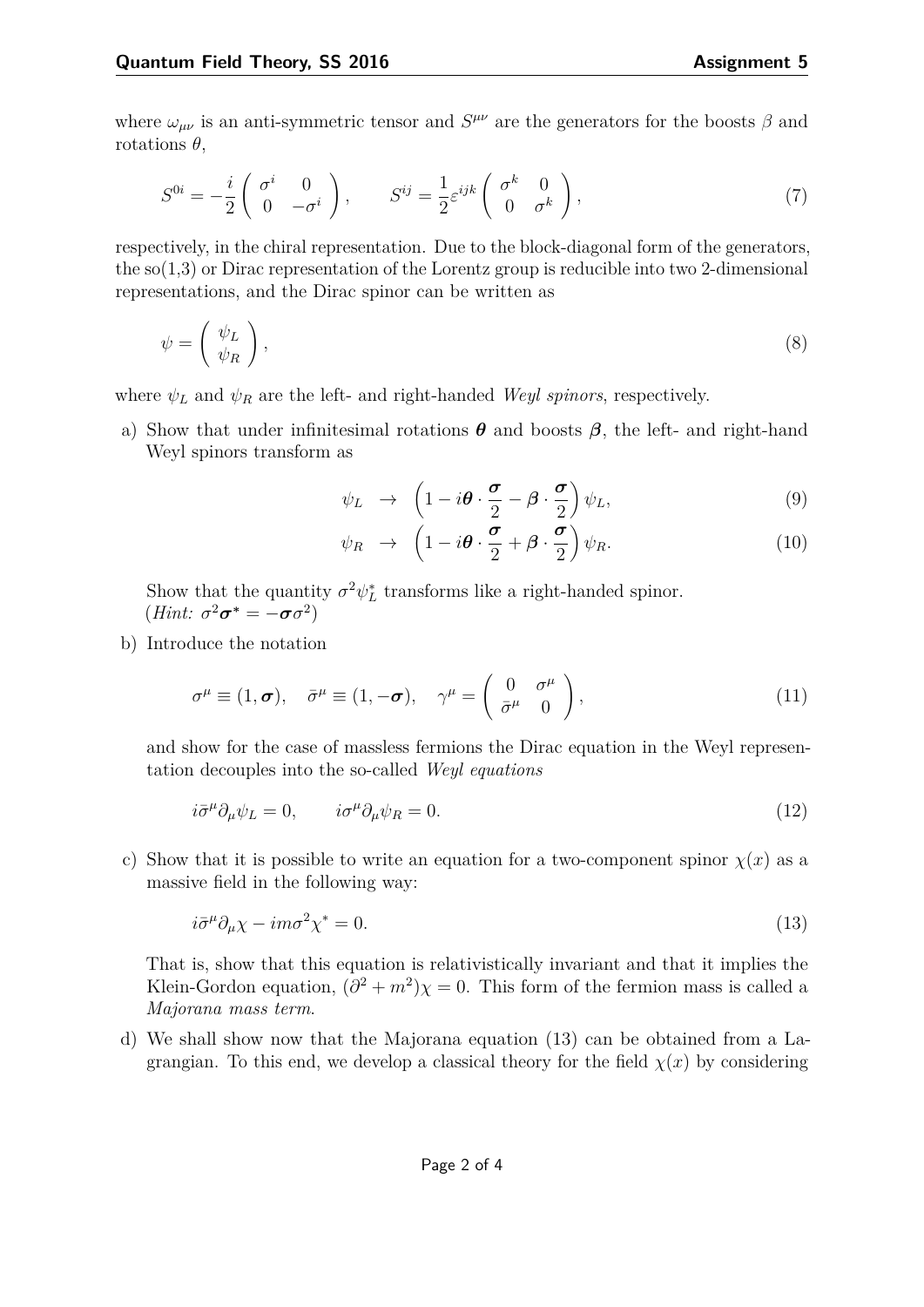where $\omega_{\mu\nu}$ is an anti-symmetric tensor and $S^{\mu\nu}$ are the generators for the boosts $\beta$ and rotations $\theta$,

$$S^{0i} = -\frac{i}{2}\begin{pmatrix} \sigma^i & 0 \\ 0 & -\sigma^i \end{pmatrix}, \qquad S^{ij} = \frac{1}{2}\varepsilon^{ijk}\begin{pmatrix} \sigma^k & 0 \\ 0 & \sigma^k \end{pmatrix}, \tag{7}$$

respectively, in the chiral representation. Due to the block-diagonal form of the generators, the so(1,3) or Dirac representation of the Lorentz group is reducible into two 2-dimensional representations, and the Dirac spinor can be written as

$$\psi = \begin{pmatrix} \psi_L \\ \psi_R \end{pmatrix}, \tag{8}$$

where $\psi_L$ and $\psi_R$ are the left- and right-handed *Weyl spinors*, respectively.

a) Show that under infinitesimal rotations $\boldsymbol{\theta}$ and boosts $\boldsymbol{\beta}$, the left- and right-hand Weyl spinors transform as

$$\psi_L \;\;\rightarrow\;\; \left(1 - i\boldsymbol{\theta}\cdot\frac{\boldsymbol{\sigma}}{2} - \boldsymbol{\beta}\cdot\frac{\boldsymbol{\sigma}}{2}\right)\psi_L, \tag{9}$$

$$\psi_R \;\;\rightarrow\;\; \left(1 - i\boldsymbol{\theta}\cdot\frac{\boldsymbol{\sigma}}{2} + \boldsymbol{\beta}\cdot\frac{\boldsymbol{\sigma}}{2}\right)\psi_R. \tag{10}$$

Show that the quantity $\sigma^2\psi_L^*$ transforms like a right-handed spinor.
(*Hint:* $\sigma^2\boldsymbol{\sigma}^* = -\boldsymbol{\sigma}\sigma^2$)

b) Introduce the notation

$$\sigma^\mu \equiv (1, \boldsymbol{\sigma}), \quad \bar{\sigma}^\mu \equiv (1, -\boldsymbol{\sigma}), \quad \gamma^\mu = \begin{pmatrix} 0 & \sigma^\mu \\ \bar{\sigma}^\mu & 0 \end{pmatrix}, \tag{11}$$

and show for the case of massless fermions the Dirac equation in the Weyl representation decouples into the so-called *Weyl equations*

$$i\bar{\sigma}^\mu\partial_\mu\psi_L = 0, \qquad i\sigma^\mu\partial_\mu\psi_R = 0. \tag{12}$$

c) Show that it is possible to write an equation for a two-component spinor $\chi(x)$ as a massive field in the following way:

$$i\bar{\sigma}^\mu\partial_\mu\chi - im\sigma^2\chi^* = 0. \tag{13}$$

That is, show that this equation is relativistically invariant and that it implies the Klein-Gordon equation, $(\partial^2 + m^2)\chi = 0$. This form of the fermion mass is called a *Majorana mass term*.

d) We shall show now that the Majorana equation (13) can be obtained from a Lagrangian. To this end, we develop a classical theory for the field $\chi(x)$ by considering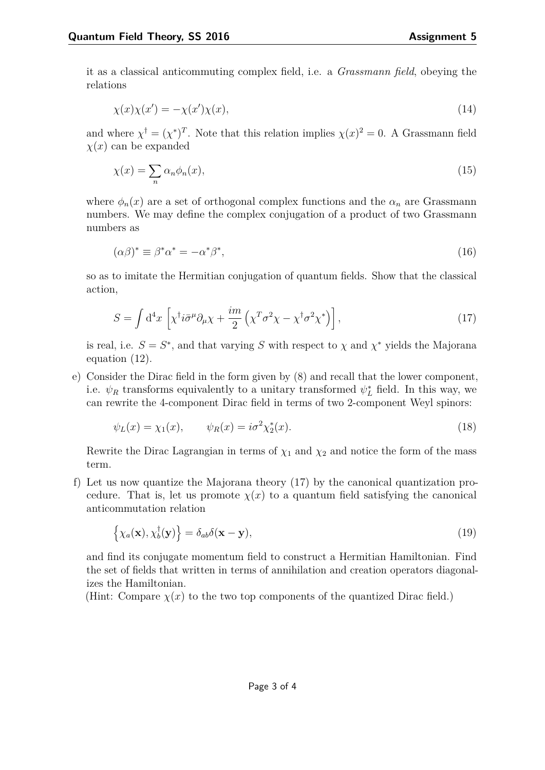it as a classical anticommuting complex field, i.e. a *Grassmann field*, obeying the relations

$$\chi(x)\chi(x') = -\chi(x')\chi(x), \tag{14}$$

and where $\chi^\dagger = (\chi^*)^T$. Note that this relation implies $\chi(x)^2 = 0$. A Grassmann field $\chi(x)$ can be expanded

$$\chi(x) = \sum_n \alpha_n \phi_n(x), \tag{15}$$

where $\phi_n(x)$ are a set of orthogonal complex functions and the $\alpha_n$ are Grassmann numbers. We may define the complex conjugation of a product of two Grassmann numbers as

$$(\alpha\beta)^* \equiv \beta^*\alpha^* = -\alpha^*\beta^*, \tag{16}$$

so as to imitate the Hermitian conjugation of quantum fields. Show that the classical action,

$$S = \int \mathrm{d}^4x \left[\chi^\dagger i\bar{\sigma}^\mu \partial_\mu \chi + \frac{im}{2}\left(\chi^T\sigma^2\chi - \chi^\dagger\sigma^2\chi^*\right)\right], \tag{17}$$

is real, i.e. $S = S^*$, and that varying $S$ with respect to $\chi$ and $\chi^*$ yields the Majorana equation (12).

e) Consider the Dirac field in the form given by (8) and recall that the lower component, i.e. $\psi_R$ transforms equivalently to a unitary transformed $\psi_L^*$ field. In this way, we can rewrite the 4-component Dirac field in terms of two 2-component Weyl spinors:

$$\psi_L(x) = \chi_1(x), \qquad \psi_R(x) = i\sigma^2\chi_2^*(x). \tag{18}$$

Rewrite the Dirac Lagrangian in terms of $\chi_1$ and $\chi_2$ and notice the form of the mass term.

f) Let us now quantize the Majorana theory (17) by the canonical quantization procedure. That is, let us promote $\chi(x)$ to a quantum field satisfying the canonical anticommutation relation

$$\left\{\chi_a(\mathbf{x}), \chi_b^\dagger(\mathbf{y})\right\} = \delta_{ab}\delta(\mathbf{x} - \mathbf{y}), \tag{19}$$

and find its conjugate momentum field to construct a Hermitian Hamiltonian. Find the set of fields that written in terms of annihilation and creation operators diagonalizes the Hamiltonian.
(Hint: Compare $\chi(x)$ to the two top components of the quantized Dirac field.)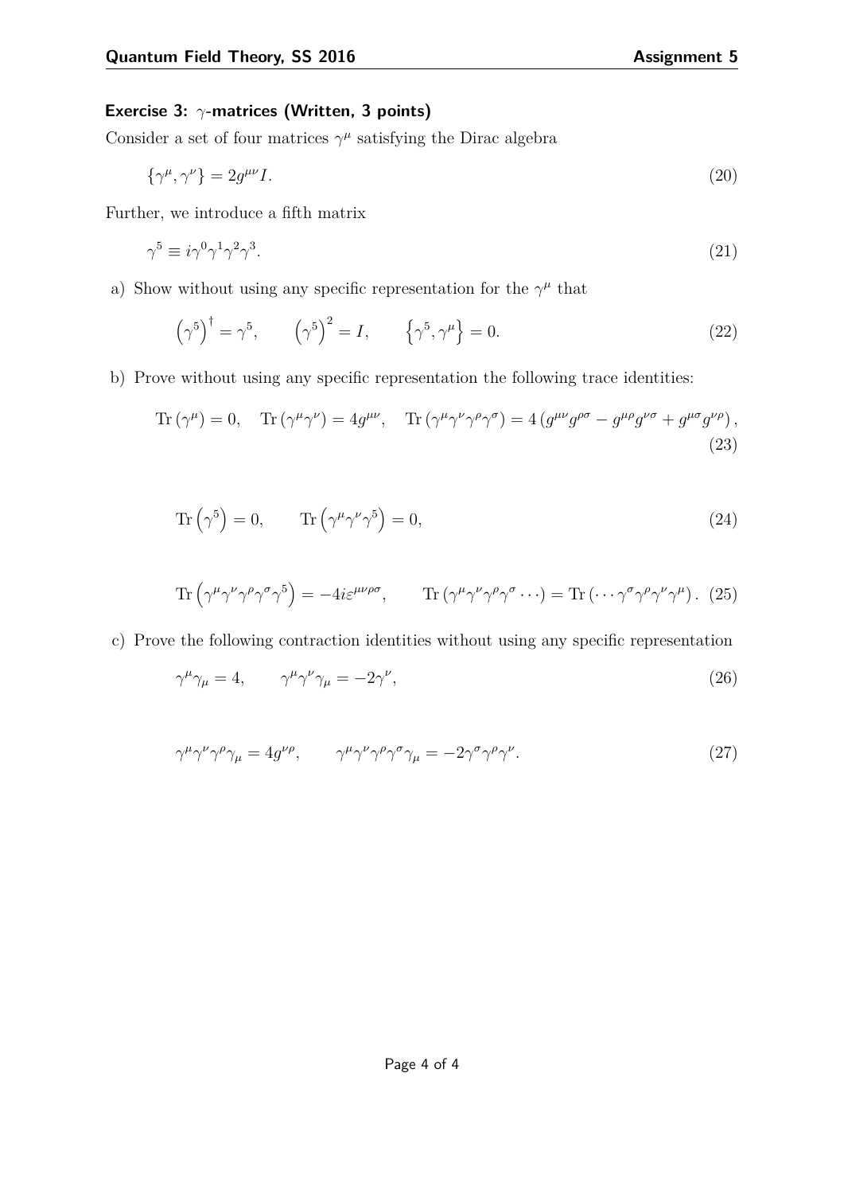### Exercise 3: $\gamma$-matrices (Written, 3 points)

Consider a set of four matrices $\gamma^\mu$ satisfying the Dirac algebra

$$\{\gamma^\mu, \gamma^\nu\} = 2g^{\mu\nu} I. \tag{20}$$

Further, we introduce a fifth matrix

$$\gamma^5 \equiv i\gamma^0\gamma^1\gamma^2\gamma^3. \tag{21}$$

a) Show without using any specific representation for the $\gamma^\mu$ that

$$\left(\gamma^5\right)^\dagger = \gamma^5, \qquad \left(\gamma^5\right)^2 = I, \qquad \left\{\gamma^5, \gamma^\mu\right\} = 0. \tag{22}$$

b) Prove without using any specific representation the following trace identities:

$$\mathrm{Tr}\left(\gamma^\mu\right) = 0, \quad \mathrm{Tr}\left(\gamma^\mu\gamma^\nu\right) = 4g^{\mu\nu}, \quad \mathrm{Tr}\left(\gamma^\mu\gamma^\nu\gamma^\rho\gamma^\sigma\right) = 4\left(g^{\mu\nu}g^{\rho\sigma} - g^{\mu\rho}g^{\nu\sigma} + g^{\mu\sigma}g^{\nu\rho}\right), \tag{23}$$

$$\mathrm{Tr}\left(\gamma^5\right) = 0, \qquad \mathrm{Tr}\left(\gamma^\mu\gamma^\nu\gamma^5\right) = 0, \tag{24}$$

$$\mathrm{Tr}\left(\gamma^\mu\gamma^\nu\gamma^\rho\gamma^\sigma\gamma^5\right) = -4i\varepsilon^{\mu\nu\rho\sigma}, \qquad \mathrm{Tr}\left(\gamma^\mu\gamma^\nu\gamma^\rho\gamma^\sigma\cdots\right) = \mathrm{Tr}\left(\cdots\gamma^\sigma\gamma^\rho\gamma^\nu\gamma^\mu\right). \tag{25}$$

c) Prove the following contraction identities without using any specific representation

$$\gamma^\mu\gamma_\mu = 4, \qquad \gamma^\mu\gamma^\nu\gamma_\mu = -2\gamma^\nu, \tag{26}$$

$$\gamma^\mu\gamma^\nu\gamma^\rho\gamma_\mu = 4g^{\nu\rho}, \qquad \gamma^\mu\gamma^\nu\gamma^\rho\gamma^\sigma\gamma_\mu = -2\gamma^\sigma\gamma^\rho\gamma^\nu. \tag{27}$$